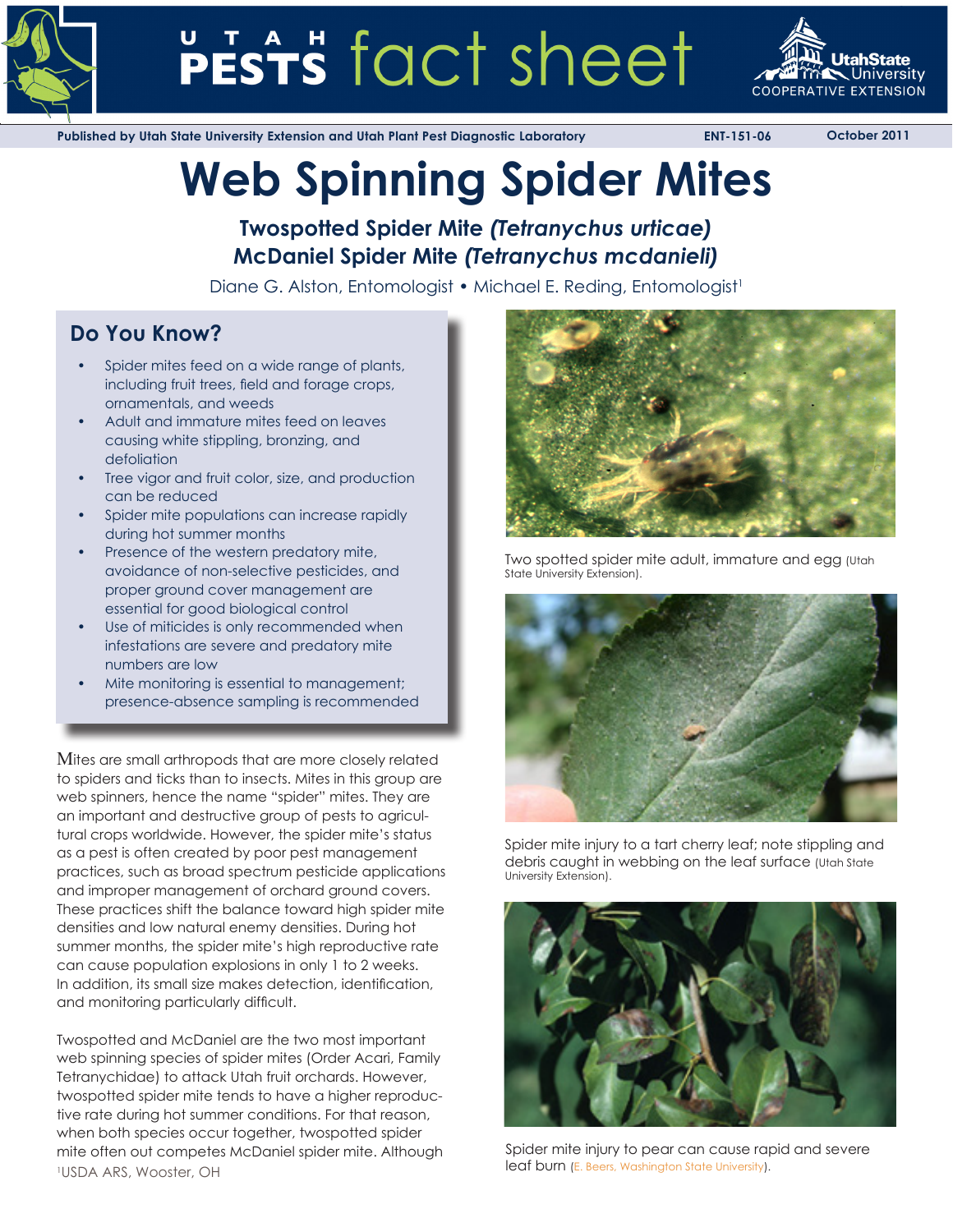# Web Spinning Spider Mites

### Twospotted Spider Mite *(Tetranychus urticae)*
### McDaniel Spider Mite *(Tetranychus mcdanieli)*

Diane G. Alston, Entomologist • Michael E. Reding, Entomologist[1]

Published by Utah State University Extension and Utah Plant Pest Diagnostic Laboratory — ENT-151-06 — October 2011

## Do You Know?

- Spider mites feed on a wide range of plants, including fruit trees, field and forage crops, ornamentals, and weeds
- Adult and immature mites feed on leaves causing white stippling, bronzing, and defoliation
- Tree vigor and fruit color, size, and production can be reduced
- Spider mite populations can increase rapidly during hot summer months
- Presence of the western predatory mite, avoidance of non-selective pesticides, and proper ground cover management are essential for good biological control
- Use of miticides is only recommended when infestations are severe and predatory mite numbers are low
- Mite monitoring is essential to management; presence-absence sampling is recommended

Mites are small arthropods that are more closely related to spiders and ticks than to insects. Mites in this group are web spinners, hence the name "spider" mites. They are an important and destructive group of pests to agricultural crops worldwide. However, the spider mite's status as a pest is often created by poor pest management practices, such as broad spectrum pesticide applications and improper management of orchard ground covers. These practices shift the balance toward high spider mite densities and low natural enemy densities. During hot summer months, the spider mite's high reproductive rate can cause population explosions in only 1 to 2 weeks. In addition, its small size makes detection, identification, and monitoring particularly difficult.

Twospotted and McDaniel are the two most important web spinning species of spider mites (Order Acari, Family Tetranychidae) to attack Utah fruit orchards. However, twospotted spider mite tends to have a higher reproductive rate during hot summer conditions. For that reason, when both species occur together, twospotted spider mite often out competes McDaniel spider mite. Although

[1]USDA ARS, Wooster, OH

Two spotted spider mite adult, immature and egg (Utah State University Extension).

Spider mite injury to a tart cherry leaf; note stippling and debris caught in webbing on the leaf surface (Utah State University Extension).

Spider mite injury to pear can cause rapid and severe leaf burn (E. Beers, Washington State University).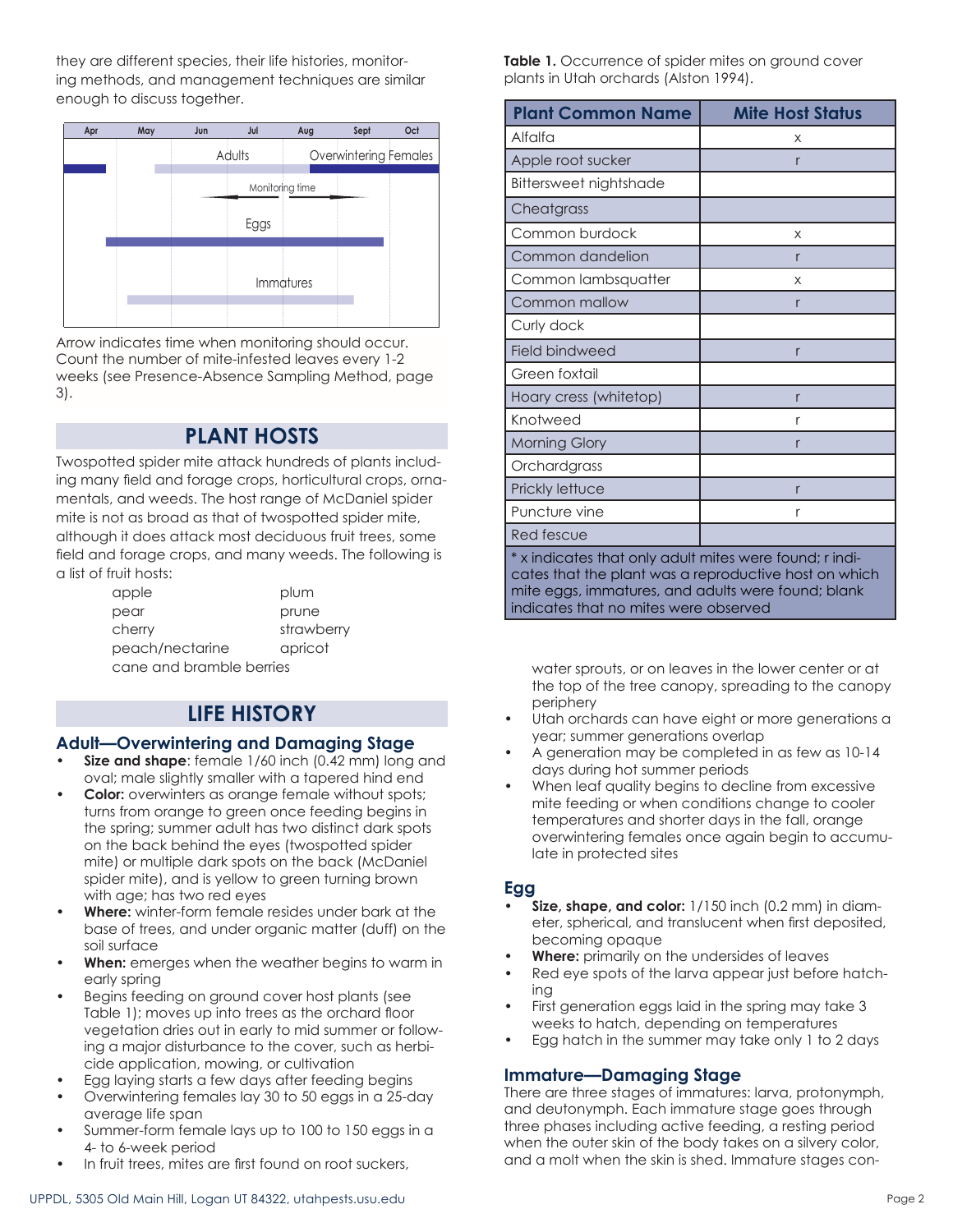they are different species, their life histories, monitoring methods, and management techniques are similar enough to discuss together.

Apr May Jun Jul Aug Sept Oct

Adults Overwintering Females

Monitoring time

Eggs

Immatures

Arrow indicates time when monitoring should occur. Count the number of mite-infested leaves every 1-2 weeks (see Presence-Absence Sampling Method, page 3).

## PLANT HOSTS

Twospotted spider mite attack hundreds of plants including many field and forage crops, horticultural crops, ornamentals, and weeds. The host range of McDaniel spider mite is not as broad as that of twospotted spider mite, although it does attack most deciduous fruit trees, some field and forage crops, and many weeds. The following is a list of fruit hosts:

| | |
|---|---|
| apple | plum |
| pear | prune |
| cherry | strawberry |
| peach/nectarine | apricot |
| cane and bramble berries | |

## LIFE HISTORY

### Adult—Overwintering and Damaging Stage

- **Size and shape**: female 1/60 inch (0.42 mm) long and oval; male slightly smaller with a tapered hind end
- **Color:** overwinters as orange female without spots; turns from orange to green once feeding begins in the spring; summer adult has two distinct dark spots on the back behind the eyes (twospotted spider mite) or multiple dark spots on the back (McDaniel spider mite), and is yellow to green turning brown with age; has two red eyes
- **Where:** winter-form female resides under bark at the base of trees, and under organic matter (duff) on the soil surface
- **When:** emerges when the weather begins to warm in early spring
- Begins feeding on ground cover host plants (see Table 1); moves up into trees as the orchard floor vegetation dries out in early to mid summer or following a major disturbance to the cover, such as herbicide application, mowing, or cultivation
- Egg laying starts a few days after feeding begins
- Overwintering females lay 30 to 50 eggs in a 25-day average life span
- Summer-form female lays up to 100 to 150 eggs in a 4- to 6-week period
- In fruit trees, mites are first found on root suckers, water sprouts, or on leaves in the lower center or at the top of the tree canopy, spreading to the canopy periphery
- Utah orchards can have eight or more generations a year; summer generations overlap
- A generation may be completed in as few as 10-14 days during hot summer periods
- When leaf quality begins to decline from excessive mite feeding or when conditions change to cooler temperatures and shorter days in the fall, orange overwintering females once again begin to accumulate in protected sites

**Table 1.** Occurrence of spider mites on ground cover plants in Utah orchards (Alston 1994).

| Plant Common Name | Mite Host Status |
|---|---|
| Alfalfa | x |
| Apple root sucker | r |
| Bittersweet nightshade | |
| Cheatgrass | |
| Common burdock | x |
| Common dandelion | r |
| Common lambsquatter | x |
| Common mallow | r |
| Curly dock | |
| Field bindweed | r |
| Green foxtail | |
| Hoary cress (whitetop) | r |
| Knotweed | r |
| Morning Glory | r |
| Orchardgrass | |
| Prickly lettuce | r |
| Puncture vine | r |
| Red fescue | |

\* x indicates that only adult mites were found; r indicates that the plant was a reproductive host on which mite eggs, immatures, and adults were found; blank indicates that no mites were observed

### Egg

- **Size, shape, and color:** 1/150 inch (0.2 mm) in diameter, spherical, and translucent when first deposited, becoming opaque
- **Where:** primarily on the undersides of leaves
- Red eye spots of the larva appear just before hatching
- First generation eggs laid in the spring may take 3 weeks to hatch, depending on temperatures
- Egg hatch in the summer may take only 1 to 2 days

### Immature—Damaging Stage

There are three stages of immatures: larva, protonymph, and deutonymph. Each immature stage goes through three phases including active feeding, a resting period when the outer skin of the body takes on a silvery color, and a molt when the skin is shed. Immature stages con-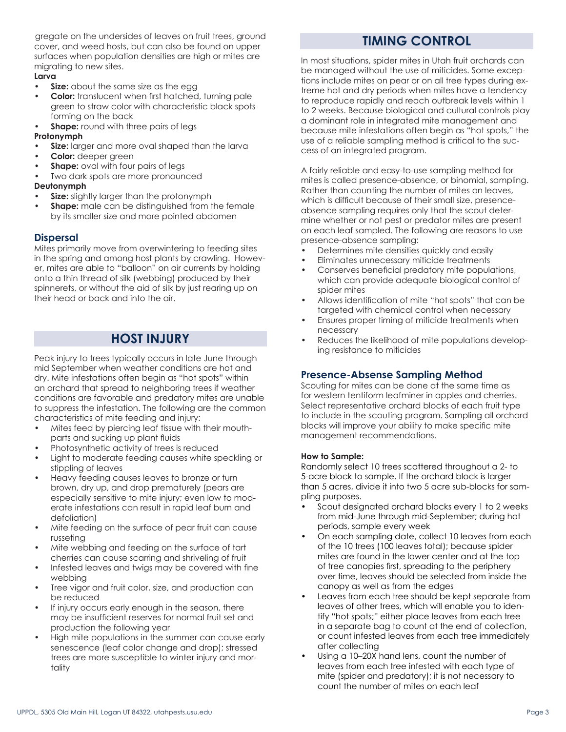gregate on the undersides of leaves on fruit trees, ground cover, and weed hosts, but can also be found on upper surfaces when population densities are high or mites are migrating to new sites.

**Larva**

- **Size:** about the same size as the egg
- **Color:** translucent when first hatched, turning pale green to straw color with characteristic black spots forming on the back
- **Shape:** round with three pairs of legs

**Protonymph**

- **Size:** larger and more oval shaped than the larva
- **Color:** deeper green
- **Shape:** oval with four pairs of legs
- Two dark spots are more pronounced

**Deutonymph**

- **Size:** slightly larger than the protonymph
- **Shape:** male can be distinguished from the female by its smaller size and more pointed abdomen

### Dispersal

Mites primarily move from overwintering to feeding sites in the spring and among host plants by crawling. However, mites are able to "balloon" on air currents by holding onto a thin thread of silk (webbing) produced by their spinnerets, or without the aid of silk by just rearing up on their head or back and into the air.

## HOST INJURY

Peak injury to trees typically occurs in late June through mid September when weather conditions are hot and dry. Mite infestations often begin as "hot spots" within an orchard that spread to neighboring trees if weather conditions are favorable and predatory mites are unable to suppress the infestation. The following are the common characteristics of mite feeding and injury:

- Mites feed by piercing leaf tissue with their mouthparts and sucking up plant fluids
- Photosynthetic activity of trees is reduced
- Light to moderate feeding causes white speckling or stippling of leaves
- Heavy feeding causes leaves to bronze or turn brown, dry up, and drop prematurely (pears are especially sensitive to mite injury; even low to moderate infestations can result in rapid leaf burn and defoliation)
- Mite feeding on the surface of pear fruit can cause russeting
- Mite webbing and feeding on the surface of tart cherries can cause scarring and shriveling of fruit
- Infested leaves and twigs may be covered with fine webbing
- Tree vigor and fruit color, size, and production can be reduced
- If injury occurs early enough in the season, there may be insufficient reserves for normal fruit set and production the following year
- High mite populations in the summer can cause early senescence (leaf color change and drop); stressed trees are more susceptible to winter injury and mortality

## TIMING CONTROL

In most situations, spider mites in Utah fruit orchards can be managed without the use of miticides. Some exceptions include mites on pear or on all tree types during extreme hot and dry periods when mites have a tendency to reproduce rapidly and reach outbreak levels within 1 to 2 weeks. Because biological and cultural controls play a dominant role in integrated mite management and because mite infestations often begin as "hot spots," the use of a reliable sampling method is critical to the success of an integrated program.

A fairly reliable and easy-to-use sampling method for mites is called presence-absence, or binomial, sampling. Rather than counting the number of mites on leaves, which is difficult because of their small size, presence-absence sampling requires only that the scout determine whether or not pest or predator mites are present on each leaf sampled. The following are reasons to use presence-absence sampling:

- Determines mite densities quickly and easily
- Eliminates unnecessary miticide treatments
- Conserves beneficial predatory mite populations, which can provide adequate biological control of spider mites
- Allows identification of mite "hot spots" that can be targeted with chemical control when necessary
- Ensures proper timing of miticide treatments when necessary
- Reduces the likelihood of mite populations developing resistance to miticides

### Presence-Absense Sampling Method

Scouting for mites can be done at the same time as for western tentiform leafminer in apples and cherries. Select representative orchard blocks of each fruit type to include in the scouting program. Sampling all orchard blocks will improve your ability to make specific mite management recommendations.

**How to Sample:**

Randomly select 10 trees scattered throughout a 2- to 5-acre block to sample. If the orchard block is larger than 5 acres, divide it into two 5 acre sub-blocks for sampling purposes.

- Scout designated orchard blocks every 1 to 2 weeks from mid-June through mid-September; during hot periods, sample every week
- On each sampling date, collect 10 leaves from each of the 10 trees (100 leaves total); because spider mites are found in the lower center and at the top of tree canopies first, spreading to the periphery over time, leaves should be selected from inside the canopy as well as from the edges
- Leaves from each tree should be kept separate from leaves of other trees, which will enable you to identify "hot spots;" either place leaves from each tree in a separate bag to count at the end of collection, or count infested leaves from each tree immediately after collecting
- Using a 10–20X hand lens, count the number of leaves from each tree infested with each type of mite (spider and predatory); it is not necessary to count the number of mites on each leaf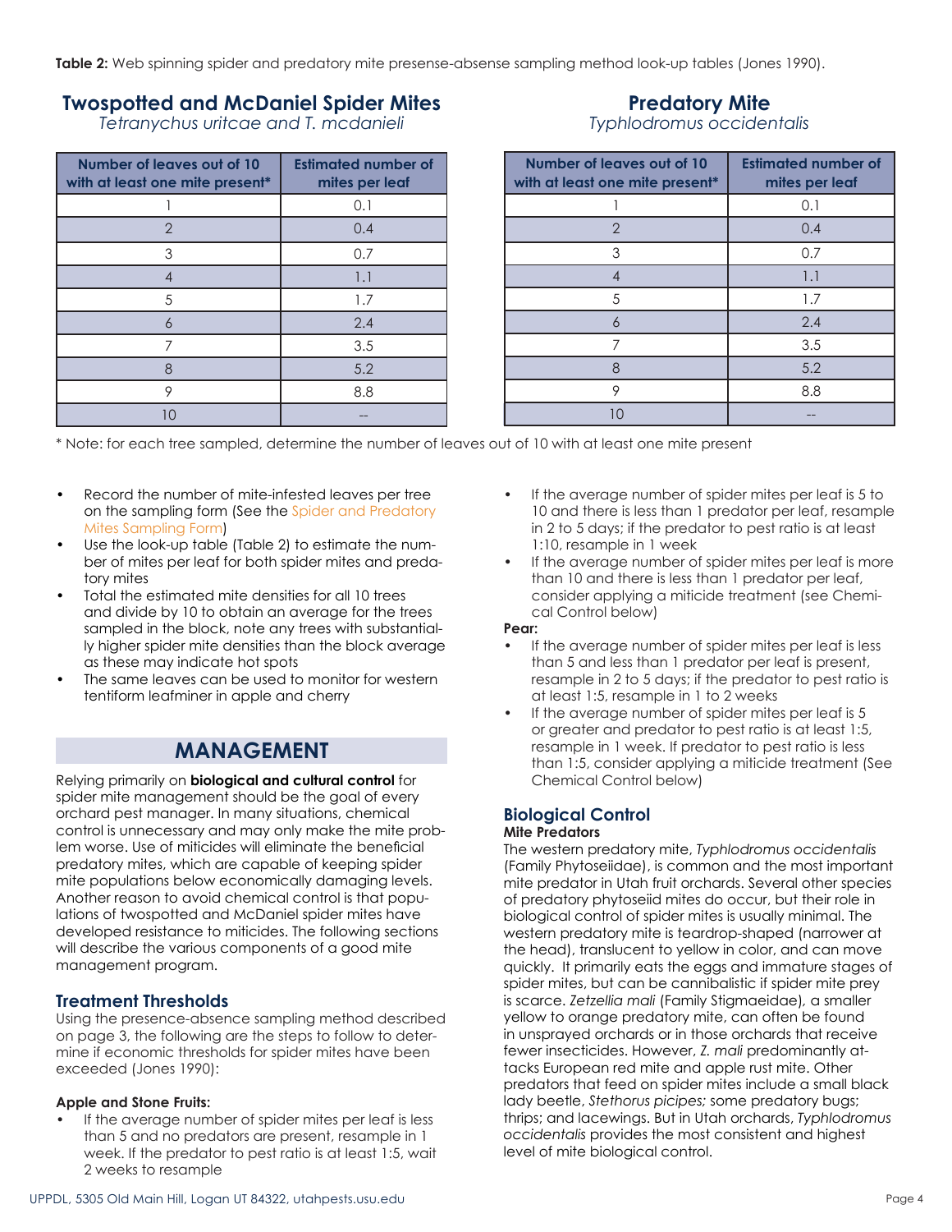**Table 2:** Web spinning spider and predatory mite presense-absense sampling method look-up tables (Jones 1990).

## Twospotted and McDaniel Spider Mites

*Tetranychus uritcae and T. mcdanieli*

| Number of leaves out of 10 with at least one mite present* | Estimated number of mites per leaf |
|---|---|
| 1 | 0.1 |
| 2 | 0.4 |
| 3 | 0.7 |
| 4 | 1.1 |
| 5 | 1.7 |
| 6 | 2.4 |
| 7 | 3.5 |
| 8 | 5.2 |
| 9 | 8.8 |
| 10 | -- |

## Predatory Mite

*Typhlodromus occidentalis*

| Number of leaves out of 10 with at least one mite present* | Estimated number of mites per leaf |
|---|---|
| 1 | 0.1 |
| 2 | 0.4 |
| 3 | 0.7 |
| 4 | 1.1 |
| 5 | 1.7 |
| 6 | 2.4 |
| 7 | 3.5 |
| 8 | 5.2 |
| 9 | 8.8 |
| 10 | -- |

* Note: for each tree sampled, determine the number of leaves out of 10 with at least one mite present

- Record the number of mite-infested leaves per tree on the sampling form (See the Spider and Predatory Mites Sampling Form)
- Use the look-up table (Table 2) to estimate the number of mites per leaf for both spider mites and predatory mites
- Total the estimated mite densities for all 10 trees and divide by 10 to obtain an average for the trees sampled in the block, note any trees with substantially higher spider mite densities than the block average as these may indicate hot spots
- The same leaves can be used to monitor for western tentiform leafminer in apple and cherry

## MANAGEMENT

Relying primarily on **biological and cultural control** for spider mite management should be the goal of every orchard pest manager. In many situations, chemical control is unnecessary and may only make the mite problem worse. Use of miticides will eliminate the beneficial predatory mites, which are capable of keeping spider mite populations below economically damaging levels. Another reason to avoid chemical control is that populations of twospotted and McDaniel spider mites have developed resistance to miticides. The following sections will describe the various components of a good mite management program.

### Treatment Thresholds

Using the presence-absence sampling method described on page 3, the following are the steps to follow to determine if economic thresholds for spider mites have been exceeded (Jones 1990):

#### Apple and Stone Fruits:

- If the average number of spider mites per leaf is less than 5 and no predators are present, resample in 1 week. If the predator to pest ratio is at least 1:5, wait 2 weeks to resample
- If the average number of spider mites per leaf is 5 to 10 and there is less than 1 predator per leaf, resample in 2 to 5 days; if the predator to pest ratio is at least 1:10, resample in 1 week
- If the average number of spider mites per leaf is more than 10 and there is less than 1 predator per leaf, consider applying a miticide treatment (see Chemical Control below)

#### Pear:

- If the average number of spider mites per leaf is less than 5 and less than 1 predator per leaf is present, resample in 2 to 5 days; if the predator to pest ratio is at least 1:5, resample in 1 to 2 weeks
- If the average number of spider mites per leaf is 5 or greater and predator to pest ratio is at least 1:5, resample in 1 week. If predator to pest ratio is less than 1:5, consider applying a miticide treatment (See Chemical Control below)

### Biological Control

#### Mite Predators

The western predatory mite, *Typhlodromus occidentalis* (Family Phytoseiidae), is common and the most important mite predator in Utah fruit orchards. Several other species of predatory phytoseiid mites do occur, but their role in biological control of spider mites is usually minimal. The western predatory mite is teardrop-shaped (narrower at the head), translucent to yellow in color, and can move quickly. It primarily eats the eggs and immature stages of spider mites, but can be cannibalistic if spider mite prey is scarce. *Zetzellia mali* (Family Stigmaeidae), a smaller yellow to orange predatory mite, can often be found in unsprayed orchards or in those orchards that receive fewer insecticides. However, *Z. mali* predominantly attacks European red mite and apple rust mite. Other predators that feed on spider mites include a small black lady beetle, *Stethorus picipes;* some predatory bugs; thrips; and lacewings. But in Utah orchards, *Typhlodromus occidentalis* provides the most consistent and highest level of mite biological control.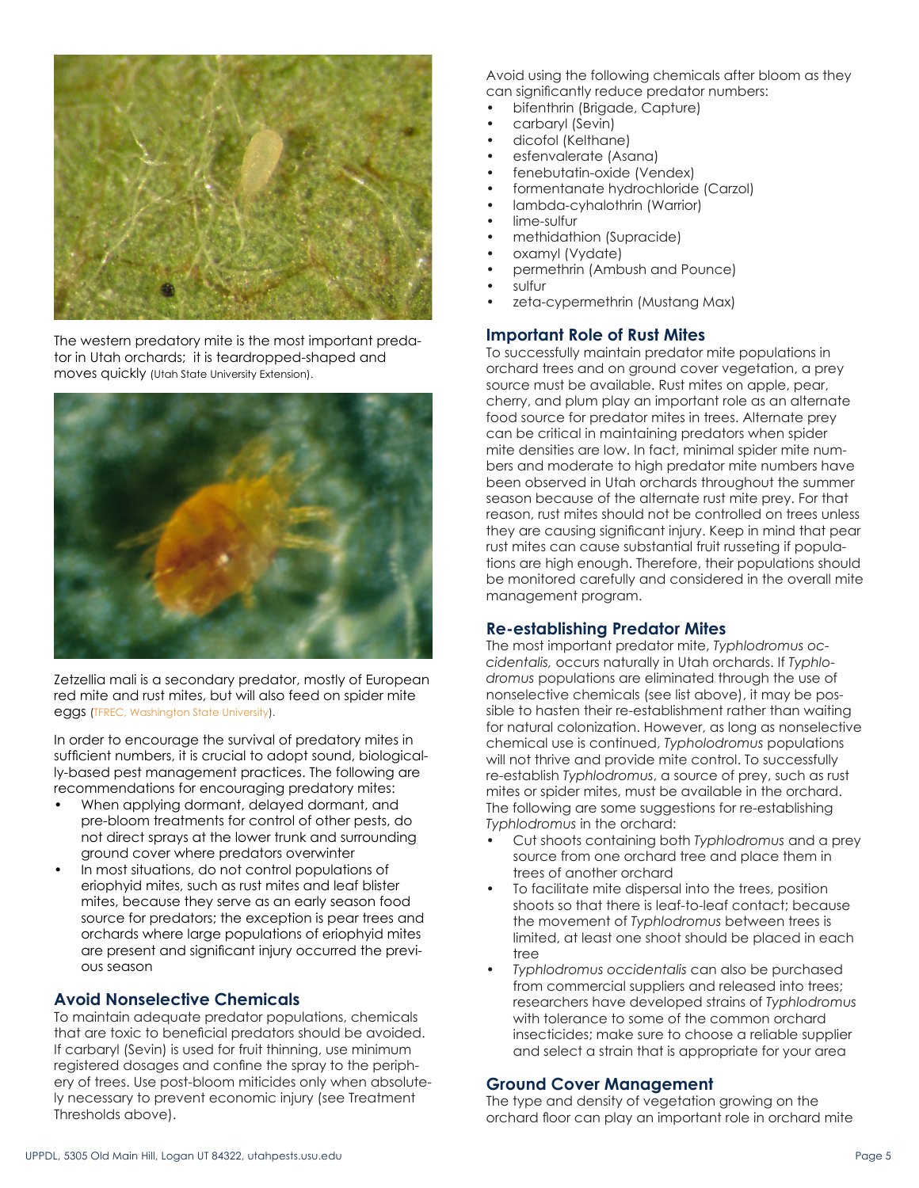The western predatory mite is the most important predator in Utah orchards; it is teardropped-shaped and moves quickly (Utah State University Extension).

Zetzellia mali is a secondary predator, mostly of European red mite and rust mites, but will also feed on spider mite eggs (TFREC, Washington State University).

In order to encourage the survival of predatory mites in sufficient numbers, it is crucial to adopt sound, biologically-based pest management practices. The following are recommendations for encouraging predatory mites:

- When applying dormant, delayed dormant, and pre-bloom treatments for control of other pests, do not direct sprays at the lower trunk and surrounding ground cover where predators overwinter
- In most situations, do not control populations of eriophyid mites, such as rust mites and leaf blister mites, because they serve as an early season food source for predators; the exception is pear trees and orchards where large populations of eriophyid mites are present and significant injury occurred the previous season

## Avoid Nonselective Chemicals

To maintain adequate predator populations, chemicals that are toxic to beneficial predators should be avoided. If carbaryl (Sevin) is used for fruit thinning, use minimum registered dosages and confine the spray to the periphery of trees. Use post-bloom miticides only when absolutely necessary to prevent economic injury (see Treatment Thresholds above).

Avoid using the following chemicals after bloom as they can significantly reduce predator numbers:

- bifenthrin (Brigade, Capture)
- carbaryl (Sevin)
- dicofol (Kelthane)
- esfenvalerate (Asana)
- fenebutatin-oxide (Vendex)
- formentanate hydrochloride (Carzol)
- lambda-cyhalothrin (Warrior)
- lime-sulfur
- methidathion (Supracide)
- oxamyl (Vydate)
- permethrin (Ambush and Pounce)
- sulfur
- zeta-cypermethrin (Mustang Max)

## Important Role of Rust Mites

To successfully maintain predator mite populations in orchard trees and on ground cover vegetation, a prey source must be available. Rust mites on apple, pear, cherry, and plum play an important role as an alternate food source for predator mites in trees. Alternate prey can be critical in maintaining predators when spider mite densities are low. In fact, minimal spider mite numbers and moderate to high predator mite numbers have been observed in Utah orchards throughout the summer season because of the alternate rust mite prey. For that reason, rust mites should not be controlled on trees unless they are causing significant injury. Keep in mind that pear rust mites can cause substantial fruit russeting if populations are high enough. Therefore, their populations should be monitored carefully and considered in the overall mite management program.

## Re-establishing Predator Mites

The most important predator mite, *Typhlodromus occidentalis,* occurs naturally in Utah orchards. If *Typhlodromus* populations are eliminated through the use of nonselective chemicals (see list above), it may be possible to hasten their re-establishment rather than waiting for natural colonization. However, as long as nonselective chemical use is continued, *Typholodromus* populations will not thrive and provide mite control. To successfully re-establish *Typhlodromus*, a source of prey, such as rust mites or spider mites, must be available in the orchard. The following are some suggestions for re-establishing *Typhlodromus* in the orchard:

- Cut shoots containing both *Typhlodromus* and a prey source from one orchard tree and place them in trees of another orchard
- To facilitate mite dispersal into the trees, position shoots so that there is leaf-to-leaf contact; because the movement of *Typhlodromus* between trees is limited, at least one shoot should be placed in each tree
- *Typhlodromus occidentalis* can also be purchased from commercial suppliers and released into trees; researchers have developed strains of *Typhlodromus* with tolerance to some of the common orchard insecticides; make sure to choose a reliable supplier and select a strain that is appropriate for your area

## Ground Cover Management

The type and density of vegetation growing on the orchard floor can play an important role in orchard mite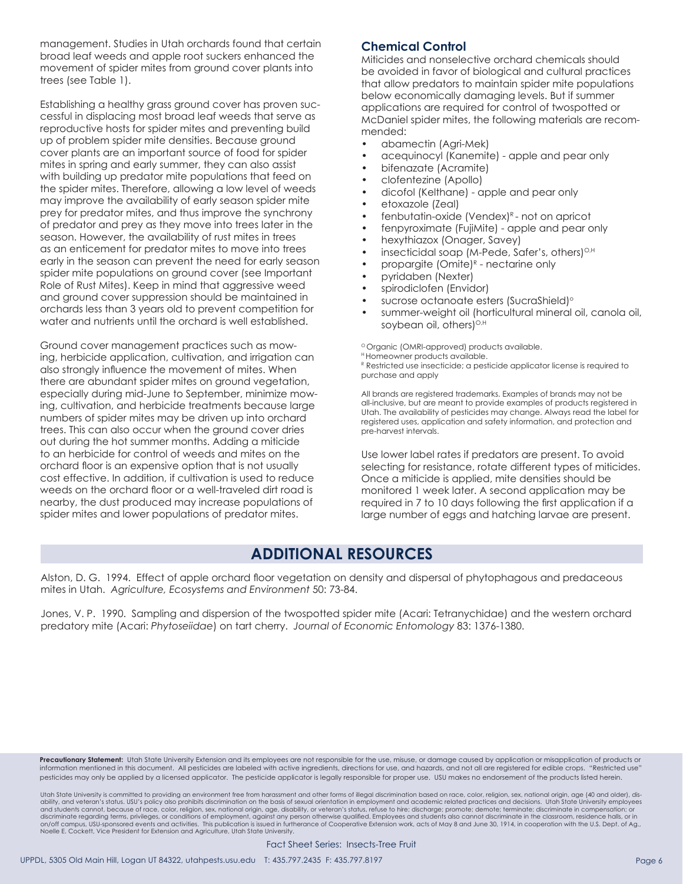management. Studies in Utah orchards found that certain broad leaf weeds and apple root suckers enhanced the movement of spider mites from ground cover plants into trees (see Table 1).

Establishing a healthy grass ground cover has proven successful in displacing most broad leaf weeds that serve as reproductive hosts for spider mites and preventing build up of problem spider mite densities. Because ground cover plants are an important source of food for spider mites in spring and early summer, they can also assist with building up predator mite populations that feed on the spider mites. Therefore, allowing a low level of weeds may improve the availability of early season spider mite prey for predator mites, and thus improve the synchrony of predator and prey as they move into trees later in the season. However, the availability of rust mites in trees as an enticement for predator mites to move into trees early in the season can prevent the need for early season spider mite populations on ground cover (see Important Role of Rust Mites). Keep in mind that aggressive weed and ground cover suppression should be maintained in orchards less than 3 years old to prevent competition for water and nutrients until the orchard is well established.

Ground cover management practices such as mowing, herbicide application, cultivation, and irrigation can also strongly influence the movement of mites. When there are abundant spider mites on ground vegetation, especially during mid-June to September, minimize mowing, cultivation, and herbicide treatments because large numbers of spider mites may be driven up into orchard trees. This can also occur when the ground cover dries out during the hot summer months. Adding a miticide to an herbicide for control of weeds and mites on the orchard floor is an expensive option that is not usually cost effective. In addition, if cultivation is used to reduce weeds on the orchard floor or a well-traveled dirt road is nearby, the dust produced may increase populations of spider mites and lower populations of predator mites.

### Chemical Control

Miticides and nonselective orchard chemicals should be avoided in favor of biological and cultural practices that allow predators to maintain spider mite populations below economically damaging levels. But if summer applications are required for control of twospotted or McDaniel spider mites, the following materials are recommended:

- abamectin (Agri-Mek)
- acequinocyl (Kanemite) - apple and pear only
- bifenazate (Acramite)
- clofentezine (Apollo)
- dicofol (Kelthane) - apple and pear only
- etoxazole (Zeal)
- fenbutatin-oxide (Vendex)[R] - not on apricot
- fenpyroximate (FujiMite) - apple and pear only
- hexythiazox (Onager, Savey)
- insecticidal soap (M-Pede, Safer's, others)[O,H]
- propargite (Omite)[R] - nectarine only
- pyridaben (Nexter)
- spirodiclofen (Envidor)
- sucrose octanoate esters (SucraShield)[O]
- summer-weight oil (horticultural mineral oil, canola oil, soybean oil, others)[O,H]

[O] Organic (OMRI-approved) products available.
[H] Homeowner products available.
[R] Restricted use insecticide; a pesticide applicator license is required to purchase and apply

All brands are registered trademarks. Examples of brands may not be all-inclusive, but are meant to provide examples of products registered in Utah. The availability of pesticides may change. Always read the label for registered uses, application and safety information, and protection and pre-harvest intervals.

Use lower label rates if predators are present. To avoid selecting for resistance, rotate different types of miticides. Once a miticide is applied, mite densities should be monitored 1 week later. A second application may be required in 7 to 10 days following the first application if a large number of eggs and hatching larvae are present.

## ADDITIONAL RESOURCES

Alston, D. G. 1994. Effect of apple orchard floor vegetation on density and dispersal of phytophagous and predaceous mites in Utah. *Agriculture, Ecosystems and Environment* 50: 73-84.

Jones, V. P. 1990. Sampling and dispersion of the twospotted spider mite (Acari: Tetranychidae) and the western orchard predatory mite (Acari: *Phytoseiidae*) on tart cherry. *Journal of Economic Entomology* 83: 1376-1380.

**Precautionary Statement:** Utah State University Extension and its employees are not responsible for the use, misuse, or damage caused by application or misapplication of products or information mentioned in this document. All pesticides are labeled with active ingredients, directions for use, and hazards, and not all are registered for edible crops. "Restricted use" pesticides may only be applied by a licensed applicator. The pesticide applicator is legally responsible for proper use. USU makes no endorsement of the products listed herein.

Utah State University is committed to providing an environment free from harassment and other forms of illegal discrimination based on race, color, religion, sex, national origin, age (40 and older), disability, and veteran's status. USU's policy also prohibits discrimination on the basis of sexual orientation in employment and academic related practices and decisions. Utah State University employees and students cannot, because of race, color, religion, sex, national origin, age, disability, or veteran's status, refuse to hire; discharge; promote; demote; terminate; discriminate in compensation; or discriminate regarding terms, privileges, or conditions of employment, against any person otherwise qualified. Employees and students also cannot discriminate in the classroom, residence halls, or in on/off campus, USU-sponsored events and activities. This publication is issued in furtherance of Cooperative Extension work, acts of May 8 and June 30, 1914, in cooperation with the U.S. Dept. of Ag., Noelle E. Cockett, Vice President for Extension and Agriculture, Utah State University.